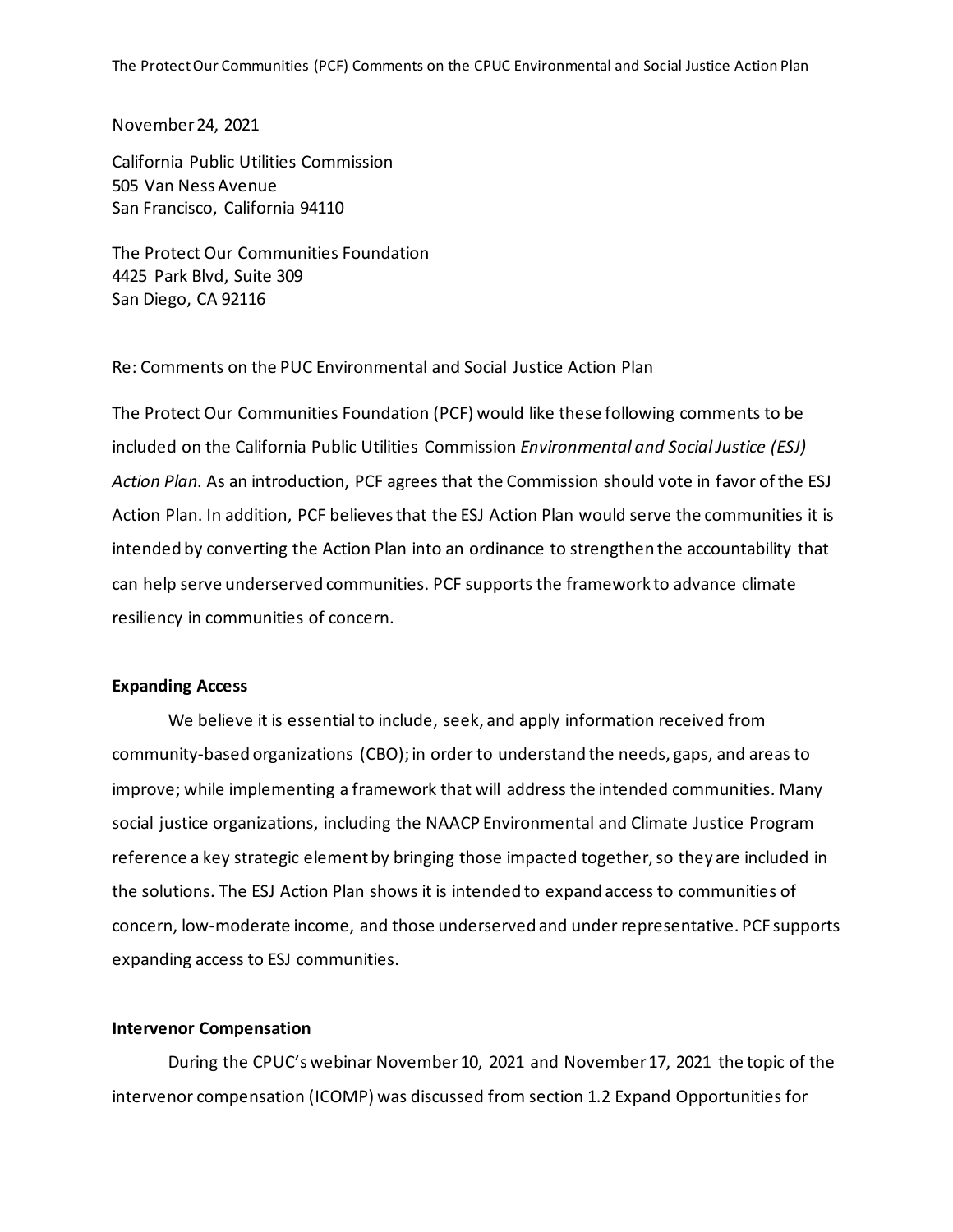November 24, 2021

California Public Utilities Commission
505 Van Ness Avenue
San Francisco, California 94110

The Protect Our Communities Foundation
4425 Park Blvd, Suite 309
San Diego, CA 92116

Re: Comments on the PUC Environmental and Social Justice Action Plan

The Protect Our Communities Foundation (PCF) would like these following comments to be included on the California Public Utilities Commission *Environmental and Social Justice (ESJ) Action Plan.* As an introduction, PCF agrees that the Commission should vote in favor of the ESJ Action Plan. In addition, PCF believes that the ESJ Action Plan would serve the communities it is intended by converting the Action Plan into an ordinance to strengthen the accountability that can help serve underserved communities. PCF supports the framework to advance climate resiliency in communities of concern.

**Expanding Access**

We believe it is essential to include, seek, and apply information received from community-based organizations (CBO); in order to understand the needs, gaps, and areas to improve; while implementing a framework that will address the intended communities. Many social justice organizations, including the NAACP Environmental and Climate Justice Program reference a key strategic element by bringing those impacted together, so they are included in the solutions. The ESJ Action Plan shows it is intended to expand access to communities of concern, low-moderate income, and those underserved and under representative. PCF supports expanding access to ESJ communities.

**Intervenor Compensation**

During the CPUC's webinar November 10, 2021 and November 17, 2021 the topic of the intervenor compensation (ICOMP) was discussed from section 1.2 Expand Opportunities for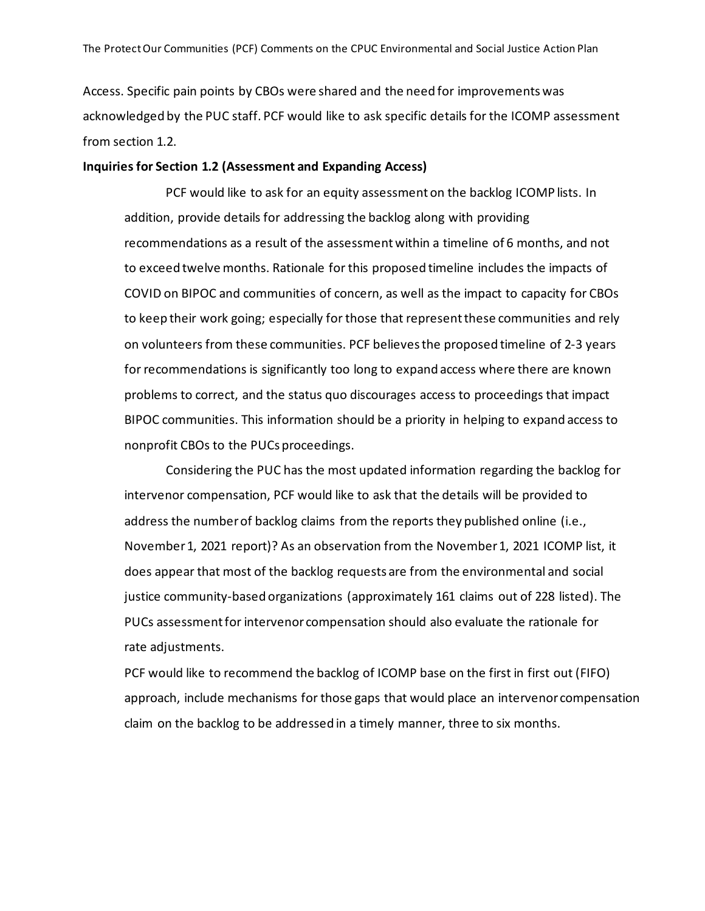Access. Specific pain points by CBOs were shared and the need for improvements was acknowledged by the PUC staff. PCF would like to ask specific details for the ICOMP assessment from section 1.2.

**Inquiries for Section 1.2 (Assessment and Expanding Access)**

PCF would like to ask for an equity assessment on the backlog ICOMP lists. In addition, provide details for addressing the backlog along with providing recommendations as a result of the assessment within a timeline of 6 months, and not to exceed twelve months. Rationale for this proposed timeline includes the impacts of COVID on BIPOC and communities of concern, as well as the impact to capacity for CBOs to keep their work going; especially for those that represent these communities and rely on volunteers from these communities. PCF believes the proposed timeline of 2-3 years for recommendations is significantly too long to expand access where there are known problems to correct, and the status quo discourages access to proceedings that impact BIPOC communities. This information should be a priority in helping to expand access to nonprofit CBOs to the PUCs proceedings.

Considering the PUC has the most updated information regarding the backlog for intervenor compensation, PCF would like to ask that the details will be provided to address the number of backlog claims from the reports they published online (i.e., November 1, 2021 report)? As an observation from the November 1, 2021 ICOMP list, it does appear that most of the backlog requests are from the environmental and social justice community-based organizations (approximately 161 claims out of 228 listed). The PUCs assessment for intervenor compensation should also evaluate the rationale for rate adjustments.

PCF would like to recommend the backlog of ICOMP base on the first in first out (FIFO) approach, include mechanisms for those gaps that would place an intervenor compensation claim on the backlog to be addressed in a timely manner, three to six months.